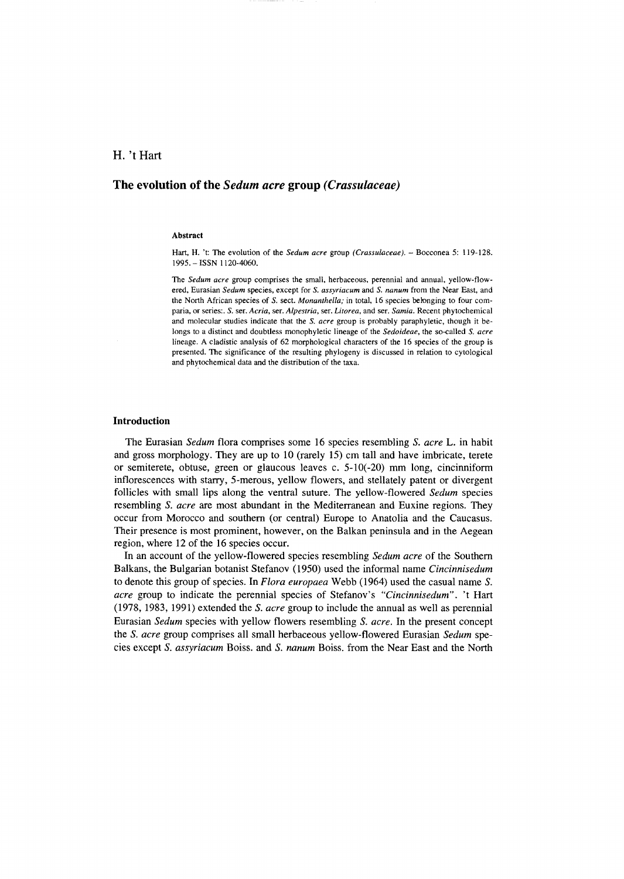H. 't Hart

# The evolution of the *Sedum acre* group *(Crassulaceae)*

#### Abstract

Hart, H. 't: The evolution of the *Sedum acre* group *(Crassulaceae)*. – Bocconea 5: 119-128. 1995. – ISSN 1120-4060.

The *Sedum acre* group comprises the small, herbaceous, perennial and annual, yellow-flowered, Eurasian *Sedum* species, except for *S. assyriacum* and *S. nanum* from the Near East, and the North African species of *S.* sect. *Monanthella;* in total, 16 species belonging to four comparia, or series:. *S.* ser. *Acria*, ser. *Alpestria*, ser. *Litorea*, and ser. *Samia*. Recent phytochemical and molecular studies indicate that the *S. acre* group is probably paraphyletic, though it belongs to a distinct and doubtless monophyletic lineage of the *Sedoideae*, the so-called *S. acre* lineage. A cladistic analysis of 62 morphological characters of the 16 species of the group is presented. The significance of the resulting phylogeny is discussed in relation to cytological and phytochemical data and the distribution of the taxa.

## Introduction

The Eurasian *Sedum* flora comprises some 16 species resembling *S. acre* L. in habit and gross morphology. They are up to 10 (rarely 15) cm tall and have imbricate, terete or semiterete, obtuse, green or glaucous leaves c. 5-10(-20) mm long, cincinniform inflorescences with starry, 5-merous, yellow flowers, and stellately patent or divergent follicles with small lips along the ventral suture. The yellow-flowered *Sedum* species resembling *S. acre* are most abundant in the Mediterranean and Euxine regions. They occur from Morocco and southern (or central) Europe to Anatolia and the Caucasus. Their presence is most prominent, however, on the Balkan peninsula and in the Aegean region, where 12 of the 16 species occur.

In an account of the yellow-flowered species resembling *Sedum acre* of the Southern Balkans, the Bulgarian botanist Stefanov (1950) used the informal name *Cincinnisedum* to denote this group of species. In *Flora europaea* Webb (1964) used the casual name *S. acre* group to indicate the perennial species of Stefanov's *"Cincinnisedum"*. 't Hart (1978, 1983, 1991) extended the *S. acre* group to include the annual as well as perennial Eurasian *Sedum* species with yellow flowers resembling *S. acre*. In the present concept the *S. acre* group comprises all small herbaceous yellow-flowered Eurasian *Sedum* species except *S. assyriacum* Boiss. and *S. nanum* Boiss. from the Near East and the North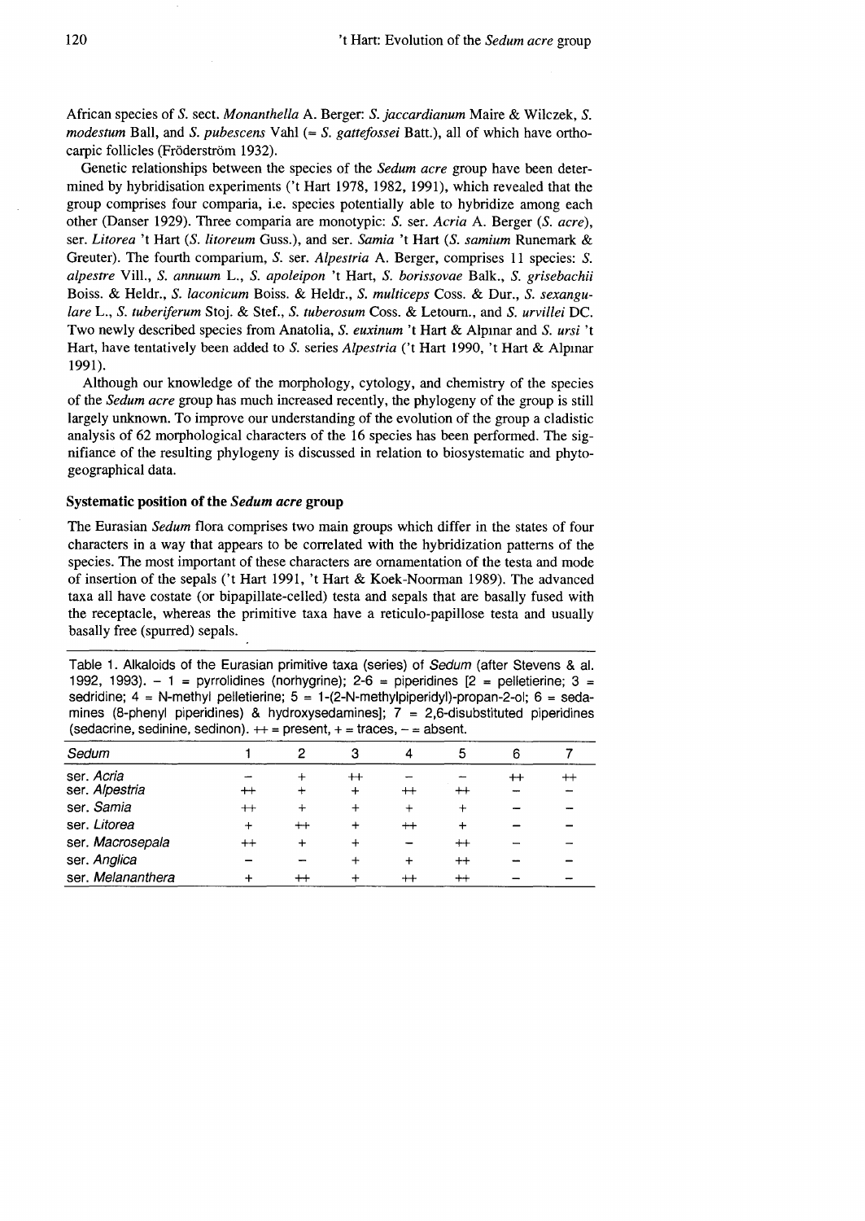African species of *S.* sect. *Monanthella* A. Berger: *S. jaccardianum* Maire & Wilczek, *S. modestum* Ball, and *S. pubescens* Vahl (= *S. gattefossei* Batt.), all of which have orthocarpic follicles (Fröderström 1932).

Genetic relationships between the species of the *Sedum acre* group have been determined by hybridisation experiments ('t Hart 1978, 1982, 1991), which revealed that the group comprises four comparia, i.e. species potentially able to hybridize among each other (Danser 1929). Three comparia are monotypic: *S.* ser. *Acria* A. Berger (*S. acre*), ser. *Litorea* 't Hart (*S. litoreum* Guss.), and ser. *Samia* 't Hart (*S. samium* Runemark & Greuter). The fourth comparium, *S.* ser. *Alpestria* A. Berger, comprises 11 species: *S. alpestre* Vill., *S. annuum* L., *S. apoleipon* 't Hart, *S. borissovae* Balk., *S. grisebachii* Boiss. & Heldr., *S. laconicum* Boiss. & Heldr., *S. multiceps* Coss. & Dur., *S. sexangulare* L., *S. tuberiferum* Stoj. & Stef., *S. tuberosum* Coss. & Letourn., and *S. urvillei* DC. Two newly described species from Anatolia, *S. euxinum* 't Hart & Alpınar and *S. ursi* 't Hart, have tentatively been added to *S.* series *Alpestria* ('t Hart 1990, 't Hart & Alpınar 1991).

Although our knowledge of the morphology, cytology, and chemistry of the species of the *Sedum acre* group has much increased recently, the phylogeny of the group is still largely unknown. To improve our understanding of the evolution of the group a cladistic analysis of 62 morphological characters of the 16 species has been performed. The signifiance of the resulting phylogeny is discussed in relation to biosystematic and phytogeographical data.

## Systematic position of the *Sedum acre* group

The Eurasian *Sedum* flora comprises two main groups which differ in the states of four characters in a way that appears to be correlated with the hybridization patterns of the species. The most important of these characters are ornamentation of the testa and mode of insertion of the sepals ('t Hart 1991, 't Hart & Koek-Noorman 1989). The advanced taxa all have costate (or bipapillate-celled) testa and sepals that are basally fused with the receptacle, whereas the primitive taxa have a reticulo-papillose testa and usually basally free (spurred) sepals.

Table 1. Alkaloids of the Eurasian primitive taxa (series) of *Sedum* (after Stevens & al. 1992, 1993). – 1 = pyrrolidines (norhygrine); 2-6 = piperidines [2 = pelletierine; 3 = sedridine; 4 = N-methyl pelletierine; 5 = 1-(2-N-methylpiperidyl)-propan-2-ol; 6 = sedamines (8-phenyl piperidines) & hydroxysedamines]; 7 = 2,6-disubstituted piperidines (sedacrine, sedinine, sedinon). ++ = present, + = traces, – = absent.

| *Sedum* | 1 | 2 | 3 | 4 | 5 | 6 | 7 |
|---|---|---|---|---|---|---|---|
| ser. *Acria* | – | + | ++ | – | – | ++ | ++ |
| ser. *Alpestria* | ++ | + | + | ++ | ++ | – | – |
| ser. *Samia* | ++ | + | + | + | + | – | – |
| ser. *Litorea* | + | ++ | + | ++ | + | – | – |
| ser. *Macrosepala* | ++ | + | + | – | ++ | – | – |
| ser. *Anglica* | – | – | + | + | ++ | – | – |
| ser. *Melananthera* | + | ++ | + | ++ | ++ | – | – |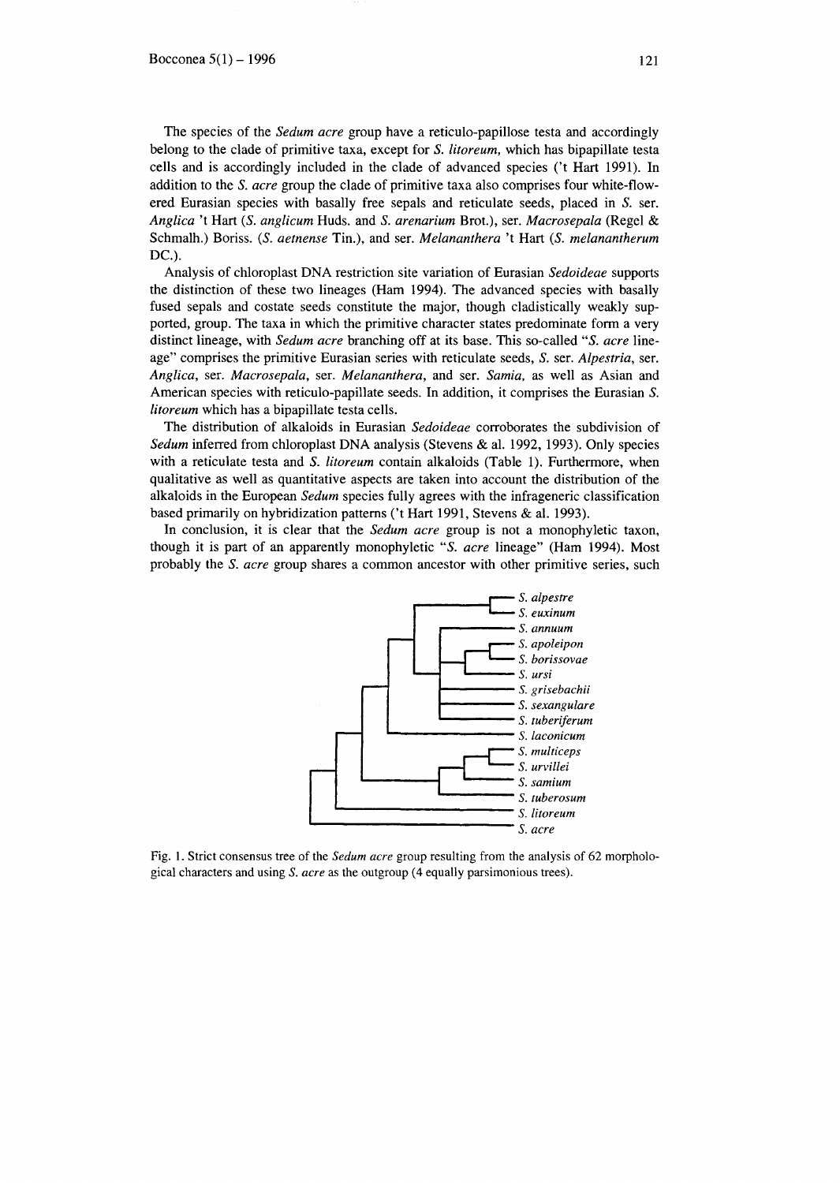The species of the *Sedum acre* group have a reticulo-papillose testa and accordingly belong to the clade of primitive taxa, except for *S. litoreum*, which has bipapillate testa cells and is accordingly included in the clade of advanced species ('t Hart 1991). In addition to the *S. acre* group the clade of primitive taxa also comprises four white-flowered Eurasian species with basally free sepals and reticulate seeds, placed in *S.* ser. *Anglica* 't Hart (*S. anglicum* Huds. and *S. arenarium* Brot.), ser. *Macrosepala* (Regel & Schmalh.) Boriss. (*S. aetnense* Tin.), and ser. *Melananthera* 't Hart (*S. melanantherum* DC.).

Analysis of chloroplast DNA restriction site variation of Eurasian *Sedoideae* supports the distinction of these two lineages (Ham 1994). The advanced species with basally fused sepals and costate seeds constitute the major, though cladistically weakly supported, group. The taxa in which the primitive character states predominate form a very distinct lineage, with *Sedum acre* branching off at its base. This so-called "*S. acre* lineage" comprises the primitive Eurasian series with reticulate seeds, *S.* ser. *Alpestria*, ser. *Anglica*, ser. *Macrosepala*, ser. *Melananthera*, and ser. *Samia*, as well as Asian and American species with reticulo-papillate seeds. In addition, it comprises the Eurasian *S. litoreum* which has a bipapillate testa cells.

The distribution of alkaloids in Eurasian *Sedoideae* corroborates the subdivision of *Sedum* inferred from chloroplast DNA analysis (Stevens & al. 1992, 1993). Only species with a reticulate testa and *S. litoreum* contain alkaloids (Table 1). Furthermore, when qualitative as well as quantitative aspects are taken into account the distribution of the alkaloids in the European *Sedum* species fully agrees with the infrageneric classification based primarily on hybridization patterns ('t Hart 1991, Stevens & al. 1993).

In conclusion, it is clear that the *Sedum acre* group is not a monophyletic taxon, though it is part of an apparently monophyletic "*S. acre* lineage" (Ham 1994). Most probably the *S. acre* group shares a common ancestor with other primitive series, such

*S. alpestre*
*S. euxinum*
*S. annuum*
*S. apoleipon*
*S. borissovae*
*S. ursi*
*S. grisebachii*
*S. sexangulare*
*S. tuberiferum*
*S. laconicum*
*S. multiceps*
*S. urvillei*
*S. samium*
*S. tuberosum*
*S. litoreum*
*S. acre*

Fig. 1. Strict consensus tree of the *Sedum acre* group resulting from the analysis of 62 morphological characters and using *S. acre* as the outgroup (4 equally parsimonious trees).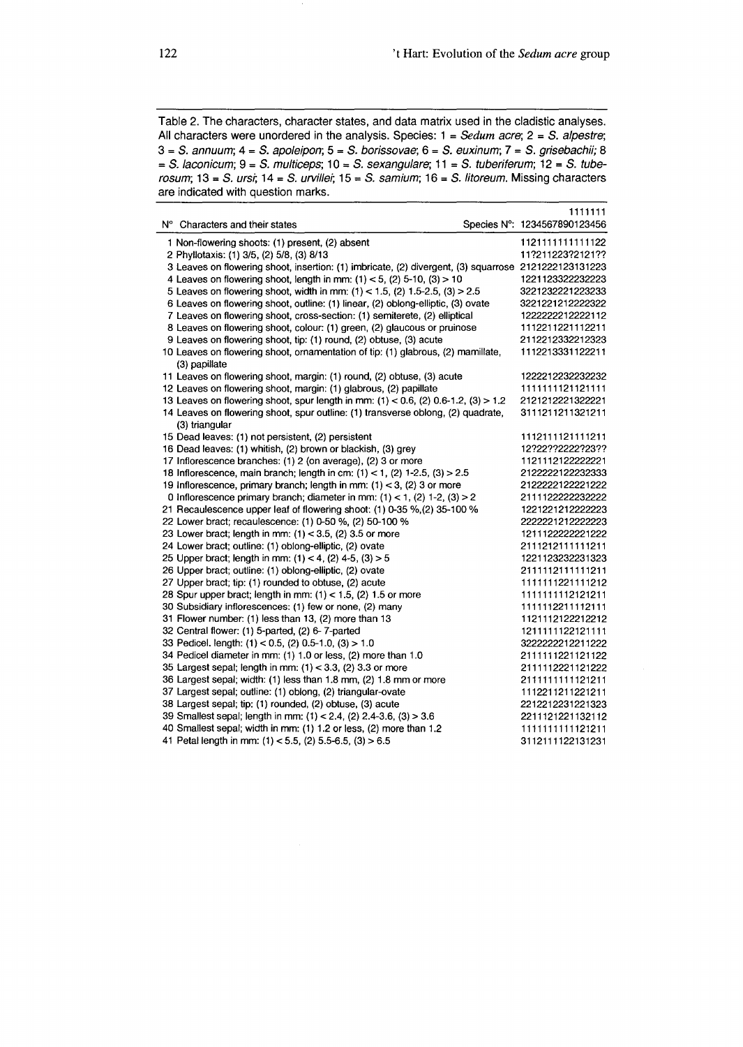Table 2. The characters, character states, and data matrix used in the cladistic analyses. All characters were unordered in the analysis. Species: 1 = *Sedum acre*; 2 = *S. alpestre*; 3 = *S. annuum*; 4 = *S. apoleipon*; 5 = *S. borissovae*; 6 = *S. euxinum*; 7 = *S. grisebachii*; 8 = *S. laconicum*; 9 = *S. multiceps*; 10 = *S. sexangulare*; 11 = *S. tuberiferum*; 12 = *S. tuberosum*; 13 = *S. ursi*; 14 = *S. urvillei*; 15 = *S. samium*; 16 = *S. litoreum*. Missing characters are indicated with question marks.

| N° | Characters and their states | Species N°: 1234567890123456 (10–16: 1111111) |
|---|---|---|
| 1 | Non-flowering shoots: (1) present, (2) absent | 1121111111111122 |
| 2 | Phyllotaxis: (1) 3/5, (2) 5/8, (3) 8/13 | 11?211223?2121?? |
| 3 | Leaves on flowering shoot, insertion: (1) imbricate, (2) divergent, (3) squarrose | 2121222123131223 |
| 4 | Leaves on flowering shoot, length in mm: (1) < 5, (2) 5-10, (3) > 10 | 1221123322232223 |
| 5 | Leaves on flowering shoot, width in mm: (1) < 1.5, (2) 1.5-2.5, (3) > 2.5 | 3221232221223233 |
| 6 | Leaves on flowering shoot, outline: (1) linear, (2) oblong-elliptic, (3) ovate | 3221221212222322 |
| 7 | Leaves on flowering shoot, cross-section: (1) semiterete, (2) elliptical | 1222222212222112 |
| 8 | Leaves on flowering shoot, colour: (1) green, (2) glaucous or pruinose | 1112211221112211 |
| 9 | Leaves on flowering shoot, tip: (1) round, (2) obtuse, (3) acute | 2112212332212323 |
| 10 | Leaves on flowering shoot, ornamentation of tip: (1) glabrous, (2) mamillate, (3) papillate | 1112213331122211 |
| 11 | Leaves on flowering shoot, margin: (1) round, (2) obtuse, (3) acute | 1222212232232232 |
| 12 | Leaves on flowering shoot, margin: (1) glabrous, (2) papillate | 1111111121121111 |
| 13 | Leaves on flowering shoot, spur length in mm: (1) < 0.6, (2) 0.6-1.2, (3) > 1.2 | 2121212221322221 |
| 14 | Leaves on flowering shoot, spur outline: (1) transverse oblong, (2) quadrate, (3) triangular | 3111211211321211 |
| 15 | Dead leaves: (1) not persistent, (2) persistent | 1112111121111211 |
| 16 | Dead leaves: (1) whitish, (2) brown or blackish, (3) grey | 12?22??2222?23?? |
| 17 | Inflorescence branches: (1) 2 (on average), (2) 3 or more | 1121112122222221 |
| 18 | Inflorescence, main branch; length in cm: (1) < 1, (2) 1-2.5, (3) > 2.5 | 2122222122232333 |
| 19 | Inflorescence, primary branch; length in mm: (1) < 3, (2) 3 or more | 2122222122221222 |
| 0 | Inflorescence primary branch; diameter in mm: (1) < 1, (2) 1-2, (3) > 2 | 2111122222232222 |
| 21 | Recaulescence upper leaf of flowering shoot: (1) 0-35 %,(2) 35-100 % | 1221221212222223 |
| 22 | Lower bract; recaulescence: (1) 0-50 %, (2) 50-100 % | 2222221212222223 |
| 23 | Lower bract; length in mm: (1) < 3.5, (2) 3.5 or more | 1211122222221222 |
| 24 | Lower bract; outline: (1) oblong-elliptic, (2) ovate | 2111212111111211 |
| 25 | Upper bract; length in mm: (1) < 4, (2) 4-5, (3) > 5 | 1221123232231323 |
| 26 | Upper bract; outline: (1) oblong-elliptic, (2) ovate | 2111112111111211 |
| 27 | Upper bract; tip: (1) rounded to obtuse, (2) acute | 1111111221111212 |
| 28 | Spur upper bract; length in mm: (1) < 1.5, (2) 1.5 or more | 1111111112121211 |
| 30 | Subsidiary inflorescences: (1) few or none, (2) many | 1111112211112111 |
| 31 | Flower number: (1) less than 13, (2) more than 13 | 1121112122212212 |
| 32 | Central flower: (1) 5-parted, (2) 6- 7-parted | 1211111122121111 |
| 33 | Pedicel. length: (1) < 0.5, (2) 0.5-1.0, (3) > 1.0 | 3222222212211222 |
| 34 | Pedicel diameter in mm: (1) 1.0 or less, (2) more than 1.0 | 2111111221121122 |
| 35 | Largest sepal; length in mm: (1) < 3.3, (2) 3.3 or more | 2111112221121222 |
| 36 | Largest sepal; width: (1) less than 1.8 mm, (2) 1.8 mm or more | 2111111111121211 |
| 37 | Largest sepal; outline: (1) oblong, (2) triangular-ovate | 1112211211221211 |
| 38 | Largest sepal; tip: (1) rounded, (2) obtuse, (3) acute | 2212212231221323 |
| 39 | Smallest sepal; length in mm: (1) < 2.4, (2) 2.4-3.6, (3) > 3.6 | 2211121221132112 |
| 40 | Smallest sepal; width in mm: (1) 1.2 or less, (2) more than 1.2 | 1111111111121211 |
| 41 | Petal length in mm: (1) < 5.5, (2) 5.5-6.5, (3) > 6.5 | 3112111122131231 |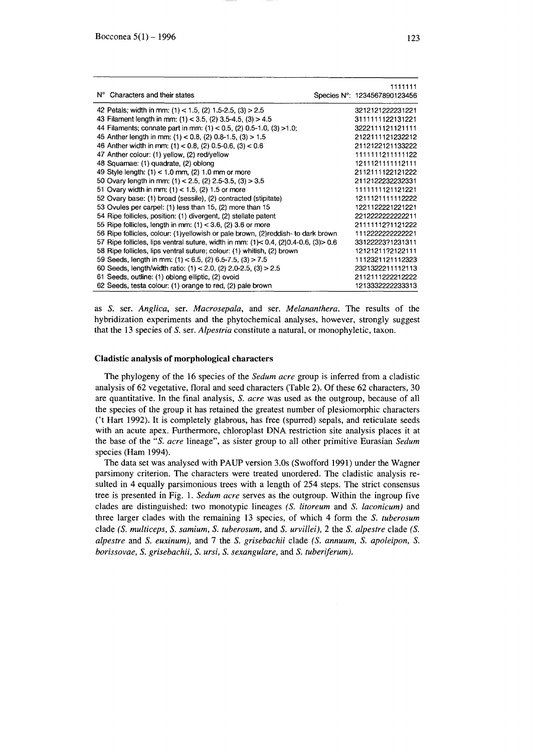| N° Characters and their states | Species N°: 1234567890123456 |
|---|---|
| 42 Petals; width in mm: (1) < 1.5, (2) 1.5-2.5, (3) > 2.5 | 3212121222231221 |
| 43 Filament length in mm: (1) < 3.5, (2) 3.5-4.5, (3) > 4.5 | 3111111122131221 |
| 44 Filaments; connate part in mm: (1) < 0.5, (2) 0.5-1.0, (3) >1.0; | 3222111121121111 |
| 45 Anther length in mm: (1) < 0.8, (2) 0.8-1.5, (3) > 1.5 | 2122111121232212 |
| 46 Anther width in mm: (1) < 0.8, (2) 0.5-0.6, (3) < 0.6 | 2112122121133222 |
| 47 Anther colour: (1) yellow, (2) red/yellow | 1111111211111122 |
| 48 Squamae: (1) quadrate, (2) oblong | 1211121111112111 |
| 49 Style length: (1) < 1.0 mm, (2) 1.0 mm or more | 2112111122121222 |
| 50 Ovary length in mm: (1) < 2.5, (2) 2.5-3.5, (3) > 3.5 | 2112122232232331 |
| 51 Ovary width in mm: (1) < 1.5, (2) 1.5 or more | 1111111121121221 |
| 52 Ovary base: (1) broad (sessile), (2) contracted (stipitate) | 1211121111112222 |
| 53 Ovules per carpel: (1) less than 15, (2) more than 15 | 1221122221221221 |
| 54 Ripe follicles, position: (1) divergent, (2) stellate patent | 2212222222222211 |
| 55 Ripe follicles, length in mm: (1) < 3.6, (2) 3.6 or more | 211111 2?1121222 |
| 56 Ripe follicles, colour: (1)yellowish or pale brown, (2)reddish- to dark brown | 1112222222222221 |
| 57 Ripe follicles, lips ventral suture, width in mm: (1)< 0.4, (2)0.4-0.6, (3)> 0.6 | 331222223?1231311 |
| 58 Ripe follicles, lips ventral suture; colour: (1) whitish, (2) brown | 12121211?2122111 |
| 59 Seeds, length in mm: (1) < 6.5, (2) 6.5-7.5, (3) > 7.5 | 1112321121112323 |
| 60 Seeds, length/width ratio: (1) < 2.0, (2) 2.0-2.5, (3) > 2.5 | 2321322211112113 |
| 61 Seeds, outline: (1) oblong elliptic, (2) ovoid | 2112111222212222 |
| 62 Seeds, testa colour: (1) orange to red, (2) pale brown | 1213332222233313 |

as *S.* ser. *Anglica*, ser. *Macrosepala*, and ser. *Melananthera*. The results of the hybridization experiments and the phytochemical analyses, however, strongly suggest that the 13 species of *S.* ser. *Alpestria* constitute a natural, or monophyletic, taxon.

## Cladistic analysis of morphological characters

The phylogeny of the 16 species of the *Sedum acre* group is inferred from a cladistic analysis of 62 vegetative, floral and seed characters (Table 2). Of these 62 characters, 30 are quantitative. In the final analysis, *S. acre* was used as the outgroup, because of all the species of the group it has retained the greatest number of plesiomorphic characters ('t Hart 1992). It is completely glabrous, has free (spurred) sepals, and reticulate seeds with an acute apex. Furthermore, chloroplast DNA restriction site analysis places it at the base of the "*S. acre* lineage", as sister group to all other primitive Eurasian *Sedum* species (Ham 1994).

The data set was analysed with PAUP version 3.0s (Swofford 1991) under the Wagner parsimony criterion. The characters were treated unordered. The cladistic analysis resulted in 4 equally parsimonious trees with a length of 254 steps. The strict consensus tree is presented in Fig. 1. *Sedum acre* serves as the outgroup. Within the ingroup five clades are distinguished: two monotypic lineages (*S. litoreum* and *S. laconicum*) and three larger clades with the remaining 13 species, of which 4 form the *S. tuberosum* clade (*S. multiceps, S. samium, S. tuberosum,* and *S. urvillei*), 2 the *S. alpestre* clade (*S. alpestre* and *S. euxinum*), and 7 the *S. grisebachii* clade (*S. annuum, S. apoleipon, S. borissovae, S. grisebachii, S. ursi, S. sexangulare,* and *S. tuberiferum*).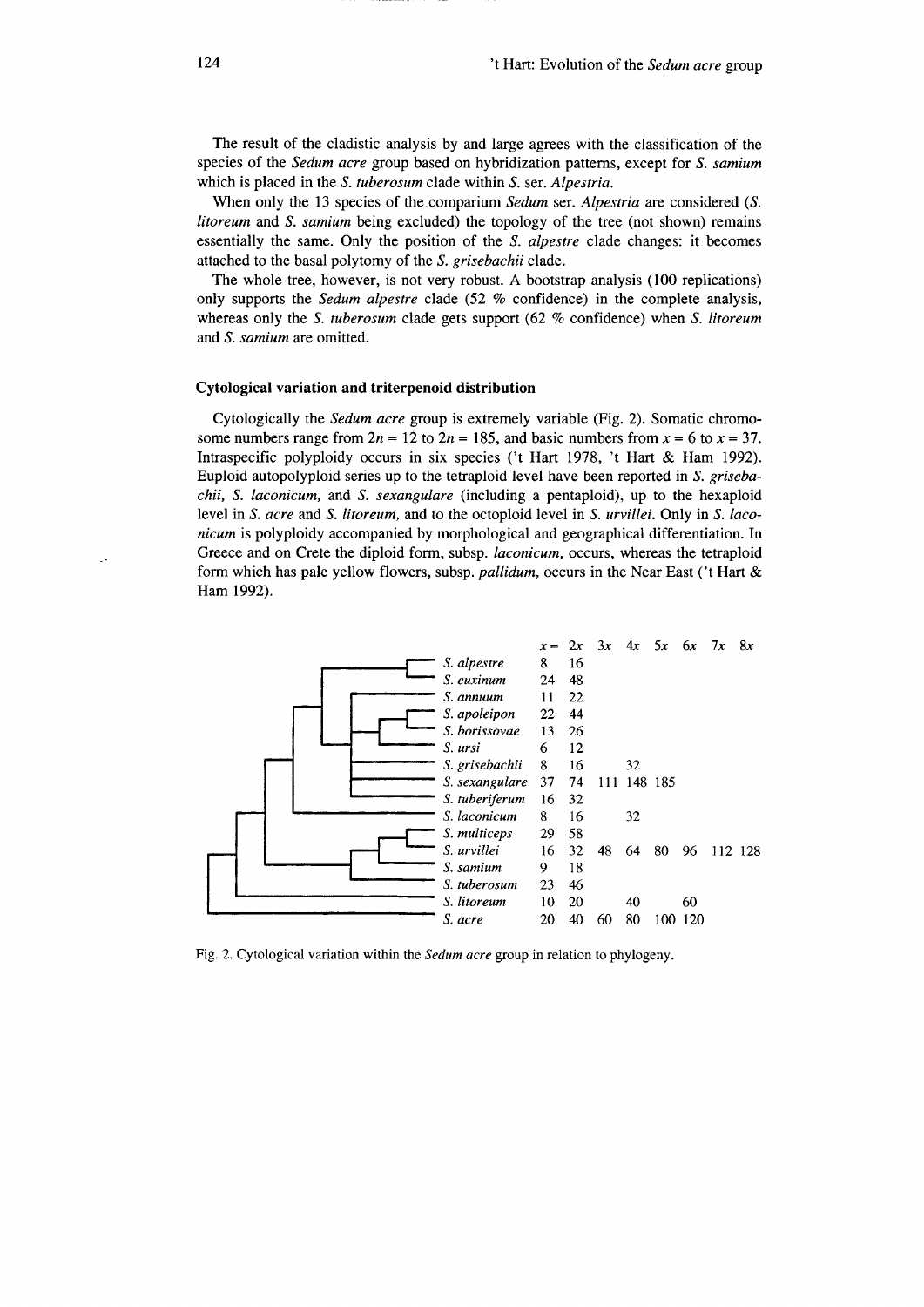The result of the cladistic analysis by and large agrees with the classification of the species of the *Sedum acre* group based on hybridization patterns, except for *S. samium* which is placed in the *S. tuberosum* clade within *S.* ser. *Alpestria*.

When only the 13 species of the comparium *Sedum* ser. *Alpestria* are considered (*S. litoreum* and *S. samium* being excluded) the topology of the tree (not shown) remains essentially the same. Only the position of the *S. alpestre* clade changes: it becomes attached to the basal polytomy of the *S. grisebachii* clade.

The whole tree, however, is not very robust. A bootstrap analysis (100 replications) only supports the *Sedum alpestre* clade (52 % confidence) in the complete analysis, whereas only the *S. tuberosum* clade gets support (62 % confidence) when *S. litoreum* and *S. samium* are omitted.

### Cytological variation and triterpenoid distribution

Cytologically the *Sedum acre* group is extremely variable (Fig. 2). Somatic chromosome numbers range from $2n = 12$ to $2n = 185$, and basic numbers from $x = 6$ to $x = 37$. Intraspecific polyploidy occurs in six species ('t Hart 1978, 't Hart & Ham 1992). Euploid autopolyploid series up to the tetraploid level have been reported in *S. grisebachii*, *S. laconicum*, and *S. sexangulare* (including a pentaploid), up to the hexaploid level in *S. acre* and *S. litoreum*, and to the octoploid level in *S. urvillei*. Only in *S. laconicum* is polyploidy accompanied by morphological and geographical differentiation. In Greece and on Crete the diploid form, subsp. *laconicum*, occurs, whereas the tetraploid form which has pale yellow flowers, subsp. *pallidum*, occurs in the Near East ('t Hart & Ham 1992).

| | $x =$ | $2x$ | $3x$ | $4x$ | $5x$ | $6x$ | $7x$ | $8x$ |
|---|---|---|---|---|---|---|---|---|
| *S. alpestre* | 8 | 16 | | | | | | |
| *S. euxinum* | 24 | 48 | | | | | | |
| *S. annuum* | 11 | 22 | | | | | | |
| *S. apoleipon* | 22 | 44 | | | | | | |
| *S. borissovae* | 13 | 26 | | | | | | |
| *S. ursi* | 6 | 12 | | | | | | |
| *S. grisebachii* | 8 | 16 | | 32 | | | | |
| *S. sexangulare* | 37 | 74 | 111 | 148 | 185 | | | |
| *S. tuberiferum* | 16 | 32 | | | | | | |
| *S. laconicum* | 8 | 16 | | 32 | | | | |
| *S. multiceps* | 29 | 58 | | | | | | |
| *S. urvillei* | 16 | 32 | 48 | 64 | 80 | 96 | 112 | 128 |
| *S. samium* | 9 | 18 | | | | | | |
| *S. tuberosum* | 23 | 46 | | | | | | |
| *S. litoreum* | 10 | 20 | | 40 | | 60 | | |
| *S. acre* | 20 | 40 | 60 | 80 | 100 | 120 | | |

Fig. 2. Cytological variation within the *Sedum acre* group in relation to phylogeny.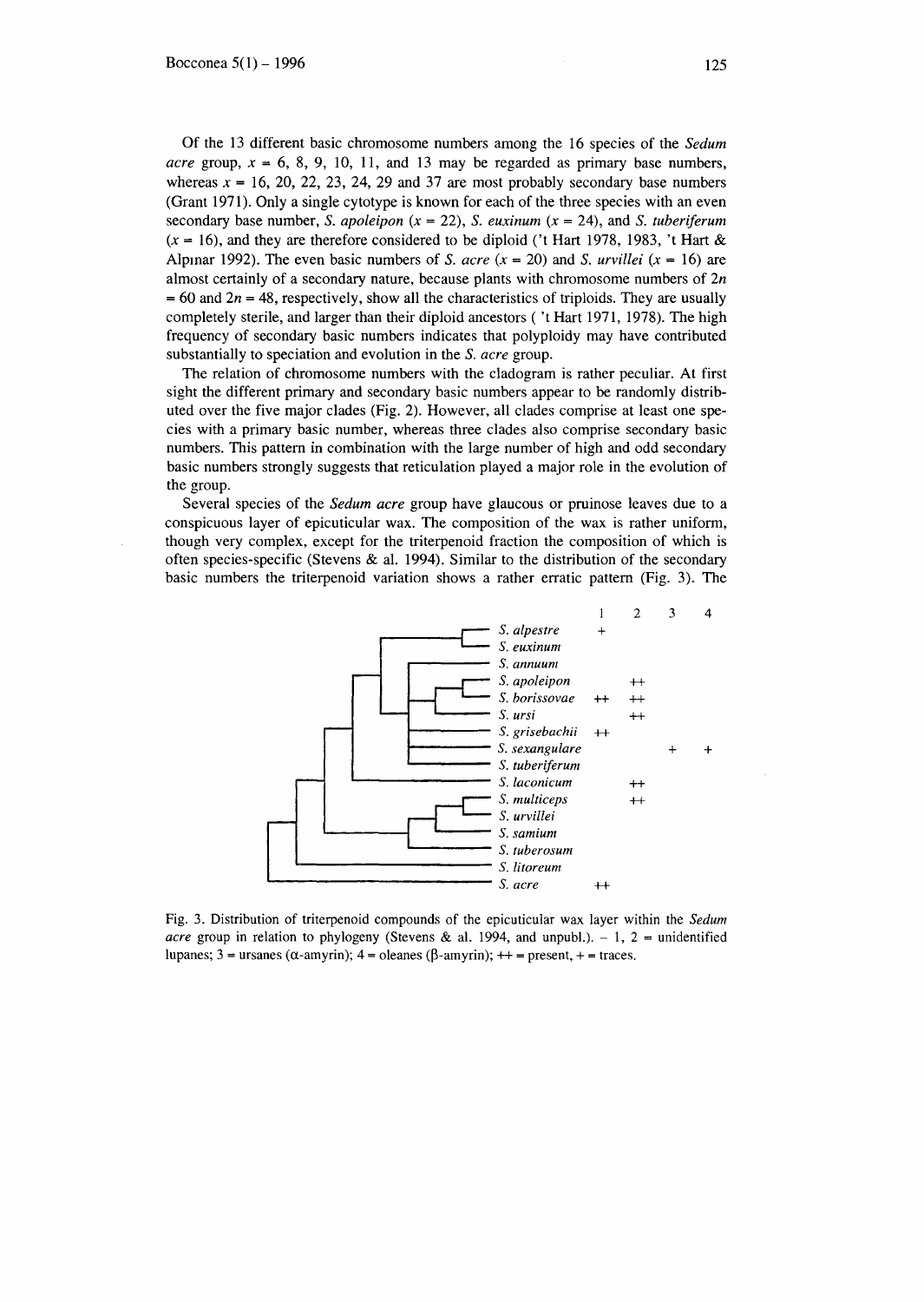Of the 13 different basic chromosome numbers among the 16 species of the *Sedum acre* group, $x = 6$, 8, 9, 10, 11, and 13 may be regarded as primary base numbers, whereas $x = 16$, 20, 22, 23, 24, 29 and 37 are most probably secondary base numbers (Grant 1971). Only a single cytotype is known for each of the three species with an even secondary base number, *S. apoleipon* ($x = 22$), *S. euxinum* ($x = 24$), and *S. tuberiferum* ($x = 16$), and they are therefore considered to be diploid ('t Hart 1978, 1983, 't Hart & Alpınar 1992). The even basic numbers of *S. acre* ($x = 20$) and *S. urvillei* ($x = 16$) are almost certainly of a secondary nature, because plants with chromosome numbers of $2n = 60$ and $2n = 48$, respectively, show all the characteristics of triploids. They are usually completely sterile, and larger than their diploid ancestors ( 't Hart 1971, 1978). The high frequency of secondary basic numbers indicates that polyploidy may have contributed substantially to speciation and evolution in the *S. acre* group.

The relation of chromosome numbers with the cladogram is rather peculiar. At first sight the different primary and secondary basic numbers appear to be randomly distributed over the five major clades (Fig. 2). However, all clades comprise at least one species with a primary basic number, whereas three clades also comprise secondary basic numbers. This pattern in combination with the large number of high and odd secondary basic numbers strongly suggests that reticulation played a major role in the evolution of the group.

Several species of the *Sedum acre* group have glaucous or pruinose leaves due to a conspicuous layer of epicuticular wax. The composition of the wax is rather uniform, though very complex, except for the triterpenoid fraction the composition of which is often species-specific (Stevens & al. 1994). Similar to the distribution of the secondary basic numbers the triterpenoid variation shows a rather erratic pattern (Fig. 3). The

| | 1 | 2 | 3 | 4 |
|---|---|---|---|---|
| *S. alpestre* | + | | | |
| *S. euxinum* | | | | |
| *S. annuum* | | | | |
| *S. apoleipon* | | ++ | | |
| *S. borissovae* | ++ | ++ | | |
| *S. ursi* | | ++ | | |
| *S. grisebachii* | ++ | | | |
| *S. sexangulare* | | | + | + |
| *S. tuberiferum* | | | | |
| *S. laconicum* | | ++ | | |
| *S. multiceps* | | ++ | | |
| *S. urvillei* | | | | |
| *S. samium* | | | | |
| *S. tuberosum* | | | | |
| *S. litoreum* | | | | |
| *S. acre* | ++ | | | |

Fig. 3. Distribution of triterpenoid compounds of the epicuticular wax layer within the *Sedum acre* group in relation to phylogeny (Stevens & al. 1994, and unpubl.). – 1, 2 = unidentified lupanes; 3 = ursanes ($\alpha$-amyrin); 4 = oleanes ($\beta$-amyrin); ++ = present, + = traces.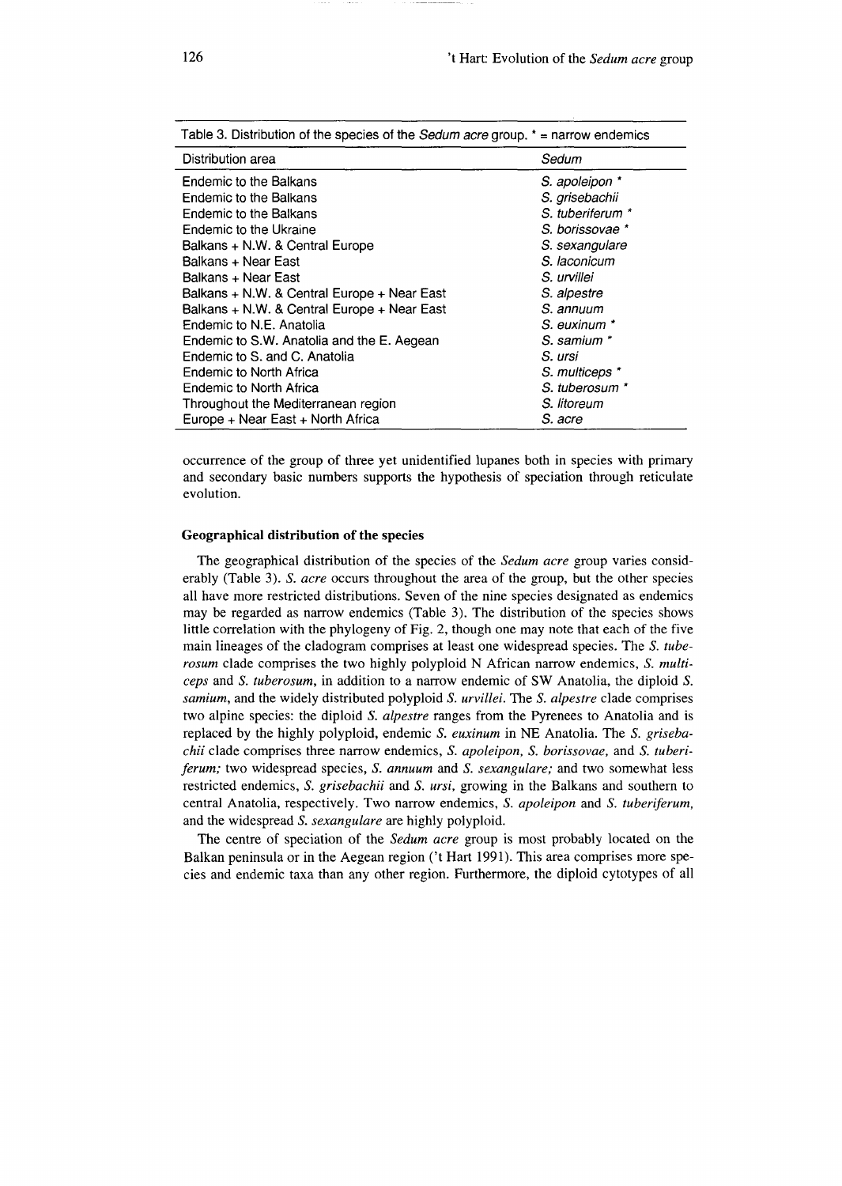Table 3. Distribution of the species of the *Sedum acre* group. * = narrow endemics

| Distribution area | *Sedum* |
| --- | --- |
| Endemic to the Balkans | *S. apoleipon* * |
| Endemic to the Balkans | *S. grisebachii* |
| Endemic to the Balkans | *S. tuberiferum* * |
| Endemic to the Ukraine | *S. borissovae* * |
| Balkans + N.W. & Central Europe | *S. sexangulare* |
| Balkans + Near East | *S. laconicum* |
| Balkans + Near East | *S. urvillei* |
| Balkans + N.W. & Central Europe + Near East | *S. alpestre* |
| Balkans + N.W. & Central Europe + Near East | *S. annuum* |
| Endemic to N.E. Anatolia | *S. euxinum* * |
| Endemic to S.W. Anatolia and the E. Aegean | *S. samium* * |
| Endemic to S. and C. Anatolia | *S. ursi* |
| Endemic to North Africa | *S. multiceps* * |
| Endemic to North Africa | *S. tuberosum* * |
| Throughout the Mediterranean region | *S. litoreum* |
| Europe + Near East + North Africa | *S. acre* |

occurrence of the group of three yet unidentified lupanes both in species with primary and secondary basic numbers supports the hypothesis of speciation through reticulate evolution.

### Geographical distribution of the species

The geographical distribution of the species of the *Sedum acre* group varies considerably (Table 3). *S. acre* occurs throughout the area of the group, but the other species all have more restricted distributions. Seven of the nine species designated as endemics may be regarded as narrow endemics (Table 3). The distribution of the species shows little correlation with the phylogeny of Fig. 2, though one may note that each of the five main lineages of the cladogram comprises at least one widespread species. The *S. tuberosum* clade comprises the two highly polyploid N African narrow endemics, *S. multiceps* and *S. tuberosum*, in addition to a narrow endemic of SW Anatolia, the diploid *S. samium*, and the widely distributed polyploid *S. urvillei*. The *S. alpestre* clade comprises two alpine species: the diploid *S. alpestre* ranges from the Pyrenees to Anatolia and is replaced by the highly polyploid, endemic *S. euxinum* in NE Anatolia. The *S. grisebachii* clade comprises three narrow endemics, *S. apoleipon, S. borissovae,* and *S. tuberiferum;* two widespread species, *S. annuum* and *S. sexangulare;* and two somewhat less restricted endemics, *S. grisebachii* and *S. ursi,* growing in the Balkans and southern to central Anatolia, respectively. Two narrow endemics, *S. apoleipon* and *S. tuberiferum,* and the widespread *S. sexangulare* are highly polyploid.

The centre of speciation of the *Sedum acre* group is most probably located on the Balkan peninsula or in the Aegean region ('t Hart 1991). This area comprises more species and endemic taxa than any other region. Furthermore, the diploid cytotypes of all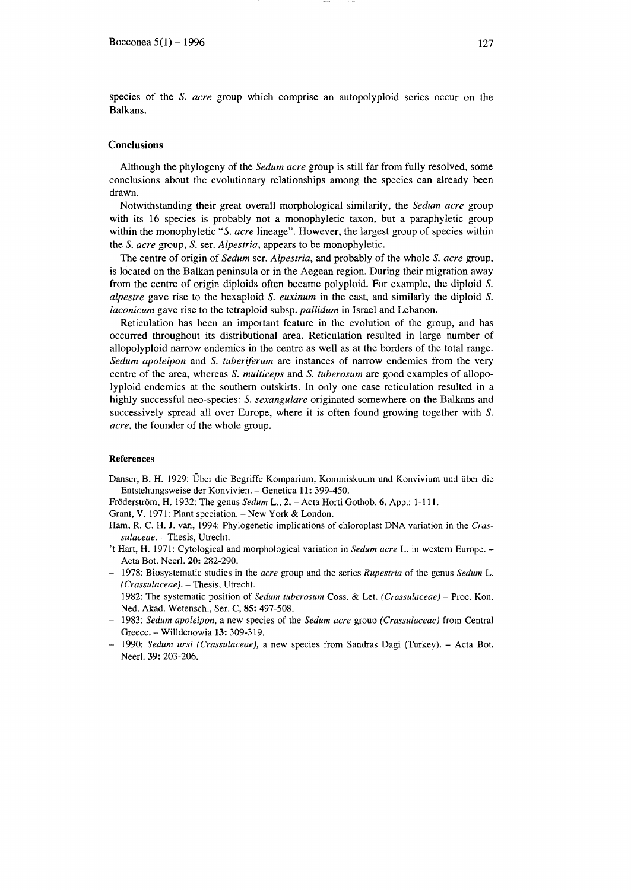species of the *S. acre* group which comprise an autopolyploid series occur on the Balkans.

## Conclusions

Although the phylogeny of the *Sedum acre* group is still far from fully resolved, some conclusions about the evolutionary relationships among the species can already been drawn.

Notwithstanding their great overall morphological similarity, the *Sedum acre* group with its 16 species is probably not a monophyletic taxon, but a paraphyletic group within the monophyletic "*S. acre* lineage". However, the largest group of species within the *S. acre* group, *S.* ser. *Alpestria*, appears to be monophyletic.

The centre of origin of *Sedum* ser. *Alpestria*, and probably of the whole *S. acre* group, is located on the Balkan peninsula or in the Aegean region. During their migration away from the centre of origin diploids often became polyploid. For example, the diploid *S. alpestre* gave rise to the hexaploid *S. euxinum* in the east, and similarly the diploid *S. laconicum* gave rise to the tetraploid subsp. *pallidum* in Israel and Lebanon.

Reticulation has been an important feature in the evolution of the group, and has occurred throughout its distributional area. Reticulation resulted in large number of allopolyploid narrow endemics in the centre as well as at the borders of the total range. *Sedum apoleipon* and *S. tuberiferum* are instances of narrow endemics from the very centre of the area, whereas *S. multiceps* and *S. tuberosum* are good examples of allopolyploid endemics at the southern outskirts. In only one case reticulation resulted in a highly successful neo-species: *S. sexangulare* originated somewhere on the Balkans and successively spread all over Europe, where it is often found growing together with *S. acre*, the founder of the whole group.

### References

Danser, B. H. 1929: Über die Begriffe Komparium, Kommiskuum und Konvivium und über die Entstehungsweise der Konvivien. – Genetica **11:** 399-450.

Fröderström, H. 1932: The genus *Sedum* L., **2.** – Acta Horti Gothob. **6,** App.: 1-111.

Grant, V. 1971: Plant speciation. – New York & London.

Ham, R. C. H. J. van, 1994: Phylogenetic implications of chloroplast DNA variation in the *Crassulaceae*. – Thesis, Utrecht.

't Hart, H. 1971: Cytological and morphological variation in *Sedum acre* L. in western Europe. – Acta Bot. Neerl. **20:** 282-290.

– 1978: Biosystematic studies in the *acre* group and the series *Rupestria* of the genus *Sedum* L. *(Crassulaceae)*. – Thesis, Utrecht.

– 1982: The systematic position of *Sedum tuberosum* Coss. & Let. *(Crassulaceae)* – Proc. Kon. Ned. Akad. Wetensch., Ser. C, **85:** 497-508.

– 1983: *Sedum apoleipon*, a new species of the *Sedum acre* group *(Crassulaceae)* from Central Greece. – Willdenowia **13:** 309-319.

– 1990: *Sedum ursi (Crassulaceae)*, a new species from Sandras Dagi (Turkey). – Acta Bot. Neerl. **39:** 203-206.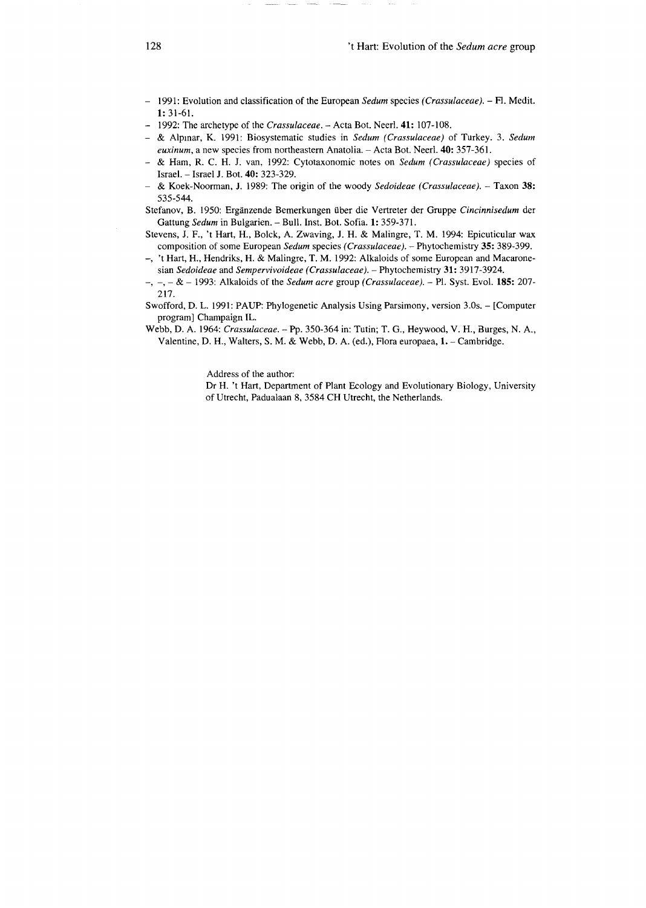- 1991: Evolution and classification of the European *Sedum* species *(Crassulaceae)*. – Fl. Medit. **1:** 31-61.
- 1992: The archetype of the *Crassulaceae*. – Acta Bot. Neerl. **41:** 107-108.
- & Alpınar, K. 1991: Biosystematic studies in *Sedum (Crassulaceae)* of Turkey. 3. *Sedum euxinum*, a new species from northeastern Anatolia. – Acta Bot. Neerl. **40:** 357-361.
- & Ham, R. C. H. J. van, 1992: Cytotaxonomic notes on *Sedum (Crassulaceae)* species of Israel. – Israel J. Bot. **40:** 323-329.
- & Koek-Noorman, J. 1989: The origin of the woody *Sedoideae (Crassulaceae)*. – Taxon **38:** 535-544.

Stefanov, B. 1950: Ergänzende Bemerkungen über die Vertreter der Gruppe *Cincinnisedum* der Gattung *Sedum* in Bulgarien. – Bull. Inst. Bot. Sofia. **1:** 359-371.

Stevens, J. F., 't Hart, H., Bolck, A. Zwaving, J. H. & Malingre, T. M. 1994: Epicuticular wax composition of some European *Sedum* species *(Crassulaceae)*. – Phytochemistry **35:** 389-399.

–, 't Hart, H., Hendriks, H. & Malingre, T. M. 1992: Alkaloids of some European and Macaronesian *Sedoideae* and *Sempervivoideae (Crassulaceae)*. – Phytochemistry **31:** 3917-3924.

–, –, – & – 1993: Alkaloids of the *Sedum acre* group *(Crassulaceae)*. – Pl. Syst. Evol. **185:** 207-217.

Swofford, D. L. 1991: PAUP: Phylogenetic Analysis Using Parsimony, version 3.0s. – [Computer program] Champaign IL.

Webb, D. A. 1964: *Crassulaceae*. – Pp. 350-364 in: Tutin; T. G., Heywood, V. H., Burges, N. A., Valentine, D. H., Walters, S. M. & Webb, D. A. (ed.), Flora europaea, **1.** – Cambridge.

Address of the author:
Dr H. 't Hart, Department of Plant Ecology and Evolutionary Biology, University of Utrecht, Padualaan 8, 3584 CH Utrecht, the Netherlands.